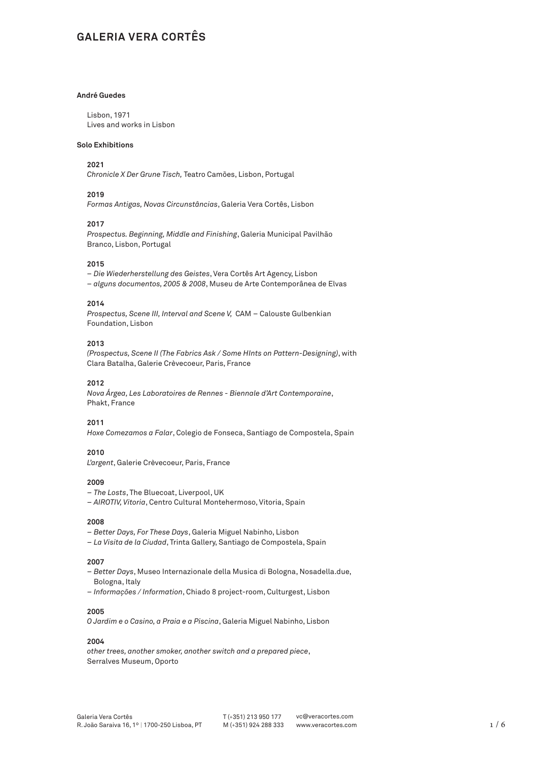# GALERIA VERA CORTÊS

**André Guedes**

Lisbon, 1971
Lives and works in Lisbon

**Solo Exhibitions**

**2021**
*Chronicle X Der Grune Tisch,* Teatro Camões, Lisbon, Portugal

**2019**
*Formas Antigas, Novas Circunstâncias*, Galeria Vera Cortês, Lisbon

**2017**
*Prospectus. Beginning, Middle and Finishing*, Galeria Municipal Pavilhão Branco, Lisbon, Portugal

**2015**
– *Die Wiederherstellung des Geistes*, Vera Cortês Art Agency, Lisbon
– *alguns documentos, 2005 & 2008*, Museu de Arte Contemporânea de Elvas

**2014**
*Prospectus, Scene III, Interval and Scene V,* CAM – Calouste Gulbenkian Foundation, Lisbon

**2013**
*(Prospectus, Scene II (The Fabrics Ask / Some HInts on Pattern-Designing)*, with Clara Batalha, Galerie Crèvecoeur, Paris, France

**2012**
*Nova Árgea, Les Laboratoires de Rennes - Biennale d'Art Contemporaine*, Phakt, France

**2011**
*Hoxe Comezamos a Falar*, Colegio de Fonseca, Santiago de Compostela, Spain

**2010**
*L'argent*, Galerie Crèvecoeur, Paris, France

**2009**
– *The Losts*, The Bluecoat, Liverpool, UK
– *AIROTIV, Vitoria*, Centro Cultural Montehermoso, Vitoria, Spain

**2008**
– *Better Days, For These Days*, Galeria Miguel Nabinho, Lisbon
– *La Visita de la Ciudad*, Trinta Gallery, Santiago de Compostela, Spain

**2007**
– *Better Days*, Museo Internazionale della Musica di Bologna, Nosadella.due, Bologna, Italy
– *Informações / Information*, Chiado 8 project-room, Culturgest, Lisbon

**2005**
*O Jardim e o Casino, a Praia e a Piscina*, Galeria Miguel Nabinho, Lisbon

**2004**
*other trees, another smoker, another switch and a prepared piece*, Serralves Museum, Oporto

Galeria Vera Cortês
R. João Saraiva 16, 1º | 1700-250 Lisboa, PT
T (+351) 213 950 177
M (+351) 924 288 333
vc@veracortes.com
www.veracortes.com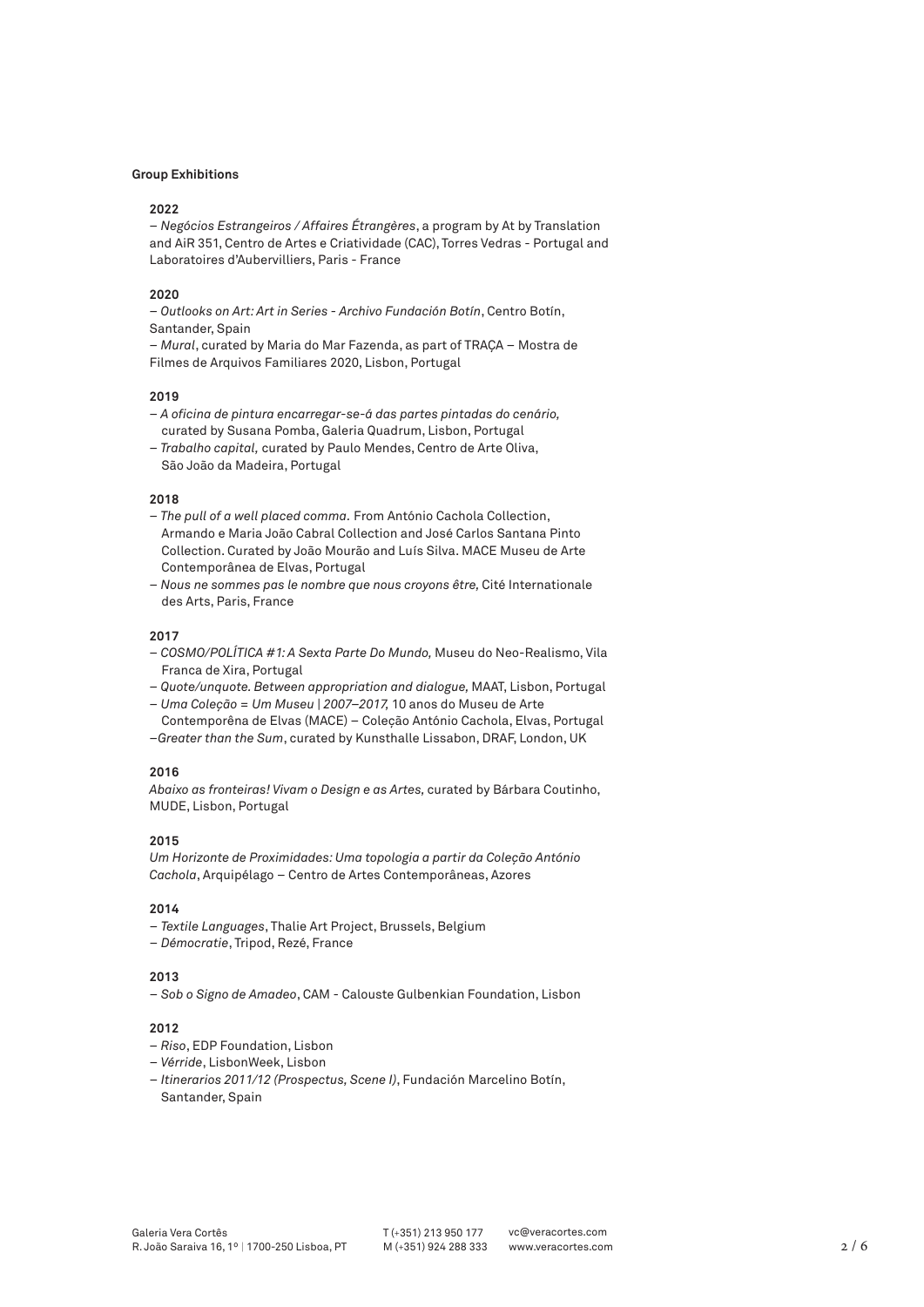**Group Exhibitions**

**2022**

– *Negócios Estrangeiros / Affaires Étrangères*, a program by At by Translation and AiR 351, Centro de Artes e Criatividade (CAC), Torres Vedras - Portugal and Laboratoires d'Aubervilliers, Paris - France

**2020**

– *Outlooks on Art: Art in Series - Archivo Fundación Botín*, Centro Botín, Santander, Spain
– *Mural*, curated by Maria do Mar Fazenda, as part of TRAÇA – Mostra de Filmes de Arquivos Familiares 2020, Lisbon, Portugal

**2019**

– *A oficina de pintura encarregar-se-á das partes pintadas do cenário,* curated by Susana Pomba, Galeria Quadrum, Lisbon, Portugal
– *Trabalho capital,* curated by Paulo Mendes, Centro de Arte Oliva, São João da Madeira, Portugal

**2018**

– *The pull of a well placed comma.* From António Cachola Collection, Armando e Maria João Cabral Collection and José Carlos Santana Pinto Collection. Curated by João Mourão and Luís Silva. MACE Museu de Arte Contemporânea de Elvas, Portugal
– *Nous ne sommes pas le nombre que nous croyons être,* Cité Internationale des Arts, Paris, France

**2017**

– *COSMO/POLÍTICA #1: A Sexta Parte Do Mundo,* Museu do Neo-Realismo, Vila Franca de Xira, Portugal
– *Quote/unquote. Between appropriation and dialogue,* MAAT, Lisbon, Portugal
– *Uma Coleção = Um Museu | 2007–2017,* 10 anos do Museu de Arte Contemporêna de Elvas (MACE) – Coleção António Cachola, Elvas, Portugal
–*Greater than the Sum*, curated by Kunsthalle Lissabon, DRAF, London, UK

**2016**

*Abaixo as fronteiras! Vivam o Design e as Artes,* curated by Bárbara Coutinho, MUDE, Lisbon, Portugal

**2015**

*Um Horizonte de Proximidades: Uma topologia a partir da Coleção António Cachola*, Arquipélago – Centro de Artes Contemporâneas, Azores

**2014**

– *Textile Languages*, Thalie Art Project, Brussels, Belgium
– *Démocratie*, Tripod, Rezé, France

**2013**

– *Sob o Signo de Amadeo*, CAM - Calouste Gulbenkian Foundation, Lisbon

**2012**

– *Riso*, EDP Foundation, Lisbon
– *Vérride*, LisbonWeek, Lisbon
– *Itinerarios 2011/12 (Prospectus, Scene I)*, Fundación Marcelino Botín, Santander, Spain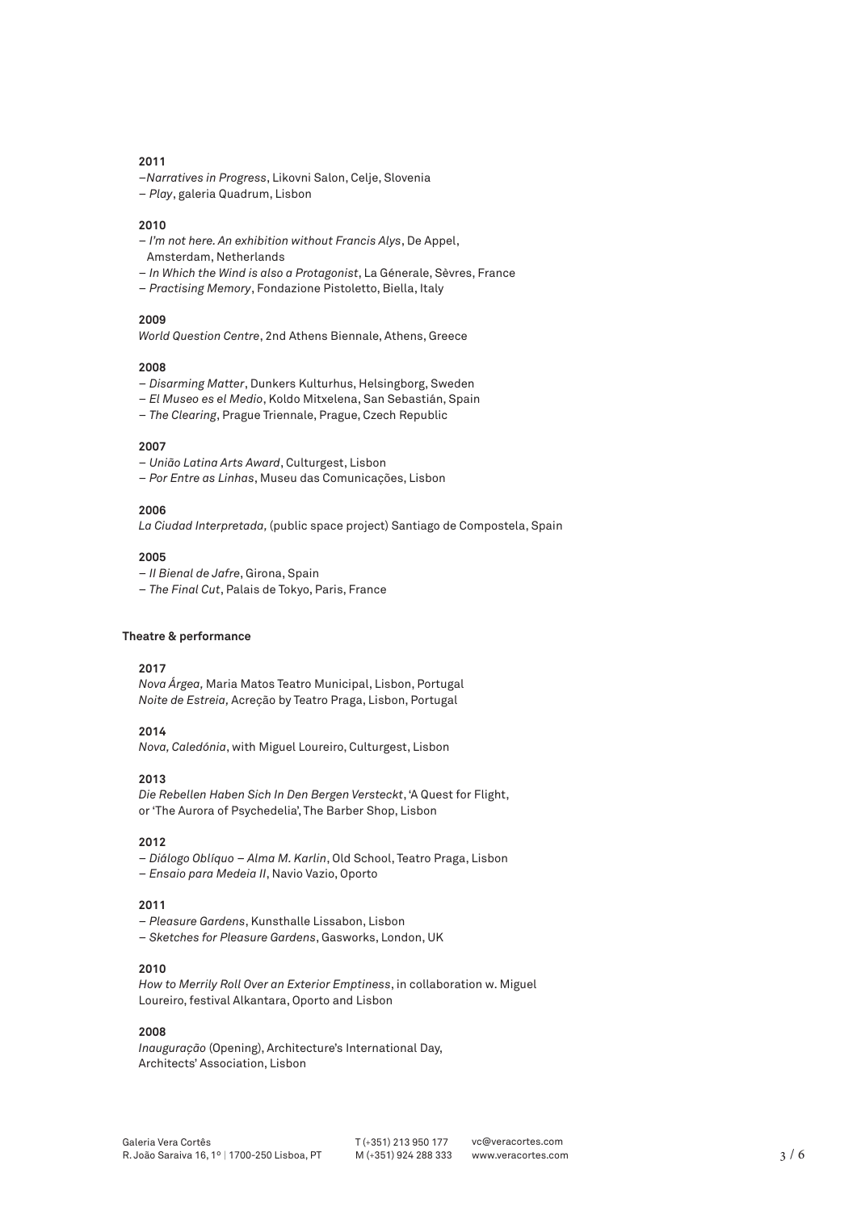**2011**

–*Narratives in Progress*, Likovni Salon, Celje, Slovenia
– *Play*, galeria Quadrum, Lisbon

**2010**

– *I'm not here. An exhibition without Francis Alys*, De Appel, Amsterdam, Netherlands
– *In Which the Wind is also a Protagonist*, La Génerale, Sèvres, France
– *Practising Memory*, Fondazione Pistoletto, Biella, Italy

**2009**

*World Question Centre*, 2nd Athens Biennale, Athens, Greece

**2008**

– *Disarming Matter*, Dunkers Kulturhus, Helsingborg, Sweden
– *El Museo es el Medio*, Koldo Mitxelena, San Sebastián, Spain
– *The Clearing*, Prague Triennale, Prague, Czech Republic

**2007**

– *União Latina Arts Award*, Culturgest, Lisbon
– *Por Entre as Linhas*, Museu das Comunicações, Lisbon

**2006**

*La Ciudad Interpretada,* (public space project) Santiago de Compostela, Spain

**2005**

– *II Bienal de Jafre*, Girona, Spain
– *The Final Cut*, Palais de Tokyo, Paris, France

**Theatre & performance**

**2017**

*Nova Árgea,* Maria Matos Teatro Municipal, Lisbon, Portugal
*Noite de Estreia,* Acreção by Teatro Praga, Lisbon, Portugal

**2014**

*Nova, Caledónia*, with Miguel Loureiro, Culturgest, Lisbon

**2013**

*Die Rebellen Haben Sich In Den Bergen Versteckt*, 'A Quest for Flight, or 'The Aurora of Psychedelia', The Barber Shop, Lisbon

**2012**

– *Diálogo Oblíquo – Alma M. Karlin*, Old School, Teatro Praga, Lisbon
– *Ensaio para Medeia II*, Navio Vazio, Oporto

**2011**

– *Pleasure Gardens*, Kunsthalle Lissabon, Lisbon
– *Sketches for Pleasure Gardens*, Gasworks, London, UK

**2010**

*How to Merrily Roll Over an Exterior Emptiness*, in collaboration w. Miguel Loureiro, festival Alkantara, Oporto and Lisbon

**2008**

*Inauguração* (Opening), Architecture's International Day, Architects' Association, Lisbon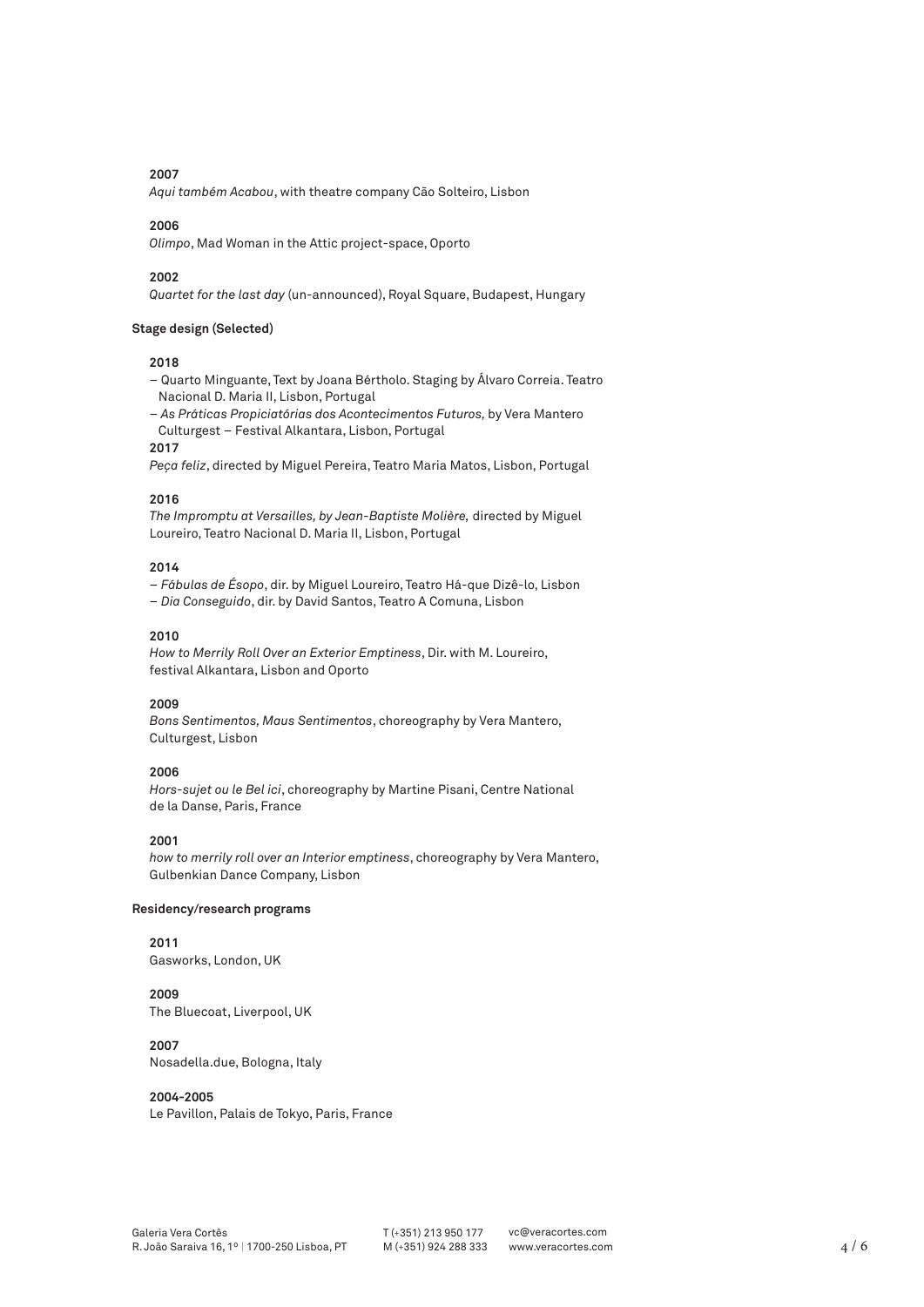**2007**
*Aqui também Acabou*, with theatre company Cão Solteiro, Lisbon

**2006**
*Olimpo*, Mad Woman in the Attic project-space, Oporto

**2002**
*Quartet for the last day* (un-announced), Royal Square, Budapest, Hungary

**Stage design (Selected)**

**2018**
– Quarto Minguante, Text by Joana Bértholo. Staging by Álvaro Correia. Teatro Nacional D. Maria II, Lisbon, Portugal
– *As Práticas Propiciatórias dos Acontecimentos Futuros,* by Vera Mantero Culturgest – Festival Alkantara, Lisbon, Portugal

**2017**
*Peça feliz*, directed by Miguel Pereira, Teatro Maria Matos, Lisbon, Portugal

**2016**
*The Impromptu at Versailles, by Jean-Baptiste Molière,* directed by Miguel Loureiro, Teatro Nacional D. Maria II, Lisbon, Portugal

**2014**
– *Fábulas de Ésopo*, dir. by Miguel Loureiro, Teatro Há-que Dizê-lo, Lisbon
– *Dia Conseguido*, dir. by David Santos, Teatro A Comuna, Lisbon

**2010**
*How to Merrily Roll Over an Exterior Emptiness*, Dir. with M. Loureiro, festival Alkantara, Lisbon and Oporto

**2009**
*Bons Sentimentos, Maus Sentimentos*, choreography by Vera Mantero, Culturgest, Lisbon

**2006**
*Hors-sujet ou le Bel ici*, choreography by Martine Pisani, Centre National de la Danse, Paris, France

**2001**
*how to merrily roll over an Interior emptiness*, choreography by Vera Mantero, Gulbenkian Dance Company, Lisbon

**Residency/research programs**

**2011**
Gasworks, London, UK

**2009**
The Bluecoat, Liverpool, UK

**2007**
Nosadella.due, Bologna, Italy

**2004-2005**
Le Pavillon, Palais de Tokyo, Paris, France

Galeria Vera Cortês
R. João Saraiva 16, 1º | 1700-250 Lisboa, PT

T (+351) 213 950 177
M (+351) 924 288 333

vc@veracortes.com
www.veracortes.com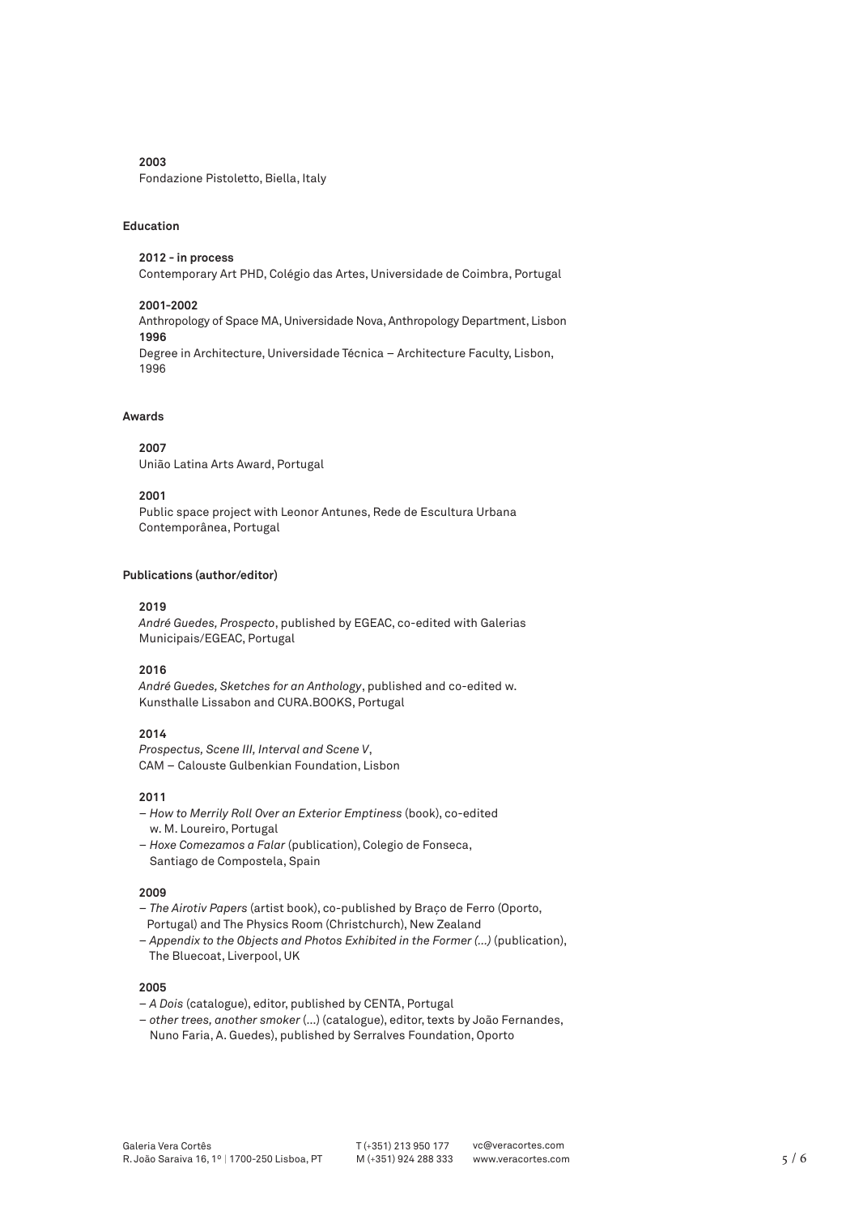**2003**
Fondazione Pistoletto, Biella, Italy

## Education

**2012 - in process**
Contemporary Art PHD, Colégio das Artes, Universidade de Coimbra, Portugal

**2001-2002**
Anthropology of Space MA, Universidade Nova, Anthropology Department, Lisbon
**1996**
Degree in Architecture, Universidade Técnica – Architecture Faculty, Lisbon, 1996

## Awards

**2007**
União Latina Arts Award, Portugal

**2001**
Public space project with Leonor Antunes, Rede de Escultura Urbana Contemporânea, Portugal

## Publications (author/editor)

**2019**
*André Guedes, Prospecto*, published by EGEAC, co-edited with Galerias Municipais/EGEAC, Portugal

**2016**
*André Guedes, Sketches for an Anthology*, published and co-edited w. Kunsthalle Lissabon and CURA.BOOKS, Portugal

**2014**
*Prospectus, Scene III, Interval and Scene V*,
CAM – Calouste Gulbenkian Foundation, Lisbon

**2011**
- *How to Merrily Roll Over an Exterior Emptiness* (book), co-edited w. M. Loureiro, Portugal
- *Hoxe Comezamos a Falar* (publication), Colegio de Fonseca, Santiago de Compostela, Spain

**2009**
- *The Airotiv Papers* (artist book), co-published by Braço de Ferro (Oporto, Portugal) and The Physics Room (Christchurch), New Zealand
- *Appendix to the Objects and Photos Exhibited in the Former (...)* (publication), The Bluecoat, Liverpool, UK

**2005**
- *A Dois* (catalogue), editor, published by CENTA, Portugal
- *other trees, another smoker* (...) (catalogue), editor, texts by João Fernandes, Nuno Faria, A. Guedes), published by Serralves Foundation, Oporto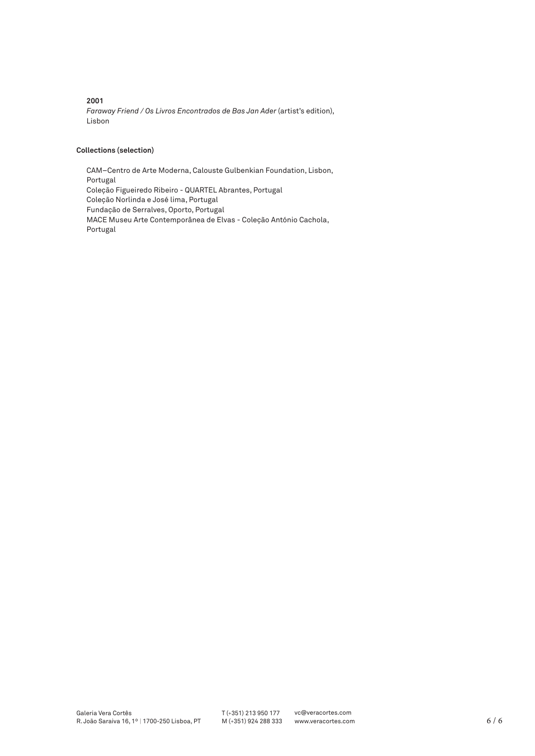**2001**
*Faraway Friend / Os Livros Encontrados de Bas Jan Ader* (artist's edition), Lisbon

**Collections (selection)**

CAM–Centro de Arte Moderna, Calouste Gulbenkian Foundation, Lisbon, Portugal
Coleção Figueiredo Ribeiro - QUARTEL Abrantes, Portugal
Coleção Norlinda e José lima, Portugal
Fundação de Serralves, Oporto, Portugal
MACE Museu Arte Contemporânea de Elvas - Coleção António Cachola, Portugal